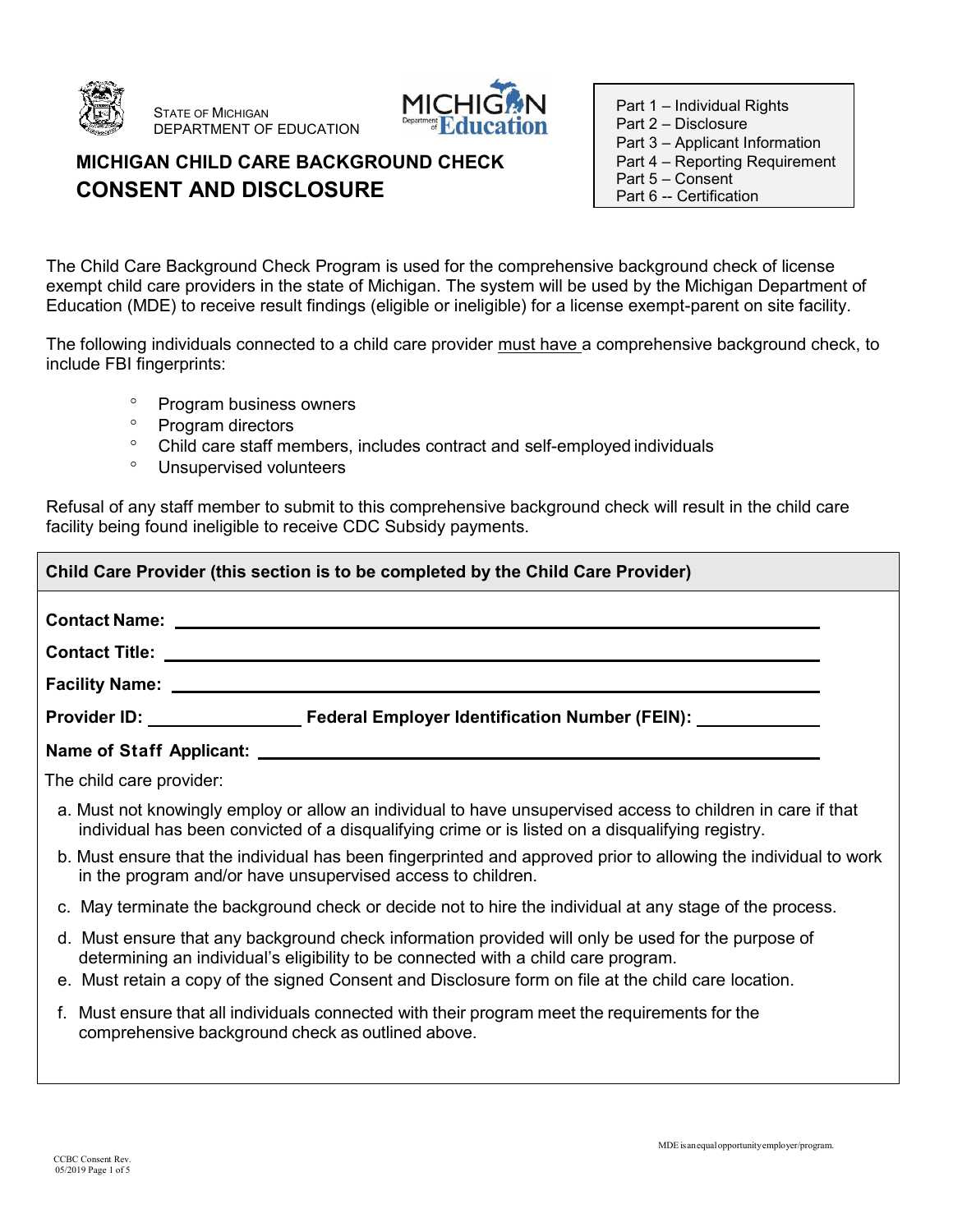STATE OF MICHIGAN
DEPARTMENT OF EDUCATION

# MICHIGAN CHILD CARE BACKGROUND CHECK
# CONSENT AND DISCLOSURE

Part 1 – Individual Rights
Part 2 – Disclosure
Part 3 – Applicant Information
Part 4 – Reporting Requirement
Part 5 – Consent
Part 6 -- Certification

The Child Care Background Check Program is used for the comprehensive background check of license exempt child care providers in the state of Michigan. The system will be used by the Michigan Department of Education (MDE) to receive result findings (eligible or ineligible) for a license exempt-parent on site facility.

The following individuals connected to a child care provider must have a comprehensive background check, to include FBI fingerprints:

- Program business owners
- Program directors
- Child care staff members, includes contract and self-employed individuals
- Unsupervised volunteers

Refusal of any staff member to submit to this comprehensive background check will result in the child care facility being found ineligible to receive CDC Subsidy payments.

**Child Care Provider (this section is to be completed by the Child Care Provider)**

**Contact Name:** ______________________________

**Contact Title:** ______________________________

**Facility Name:** ______________________________

**Provider ID:** ______________ **Federal Employer Identification Number (FEIN):** ______________

**Name of Staff Applicant:** ______________________________

The child care provider:

a. Must not knowingly employ or allow an individual to have unsupervised access to children in care if that individual has been convicted of a disqualifying crime or is listed on a disqualifying registry.

b. Must ensure that the individual has been fingerprinted and approved prior to allowing the individual to work in the program and/or have unsupervised access to children.

c. May terminate the background check or decide not to hire the individual at any stage of the process.

d. Must ensure that any background check information provided will only be used for the purpose of determining an individual's eligibility to be connected with a child care program.

e. Must retain a copy of the signed Consent and Disclosure form on file at the child care location.

f. Must ensure that all individuals connected with their program meet the requirements for the comprehensive background check as outlined above.

MDE is an equal opportunity employer/program.

CCBC Consent Rev. 05/2019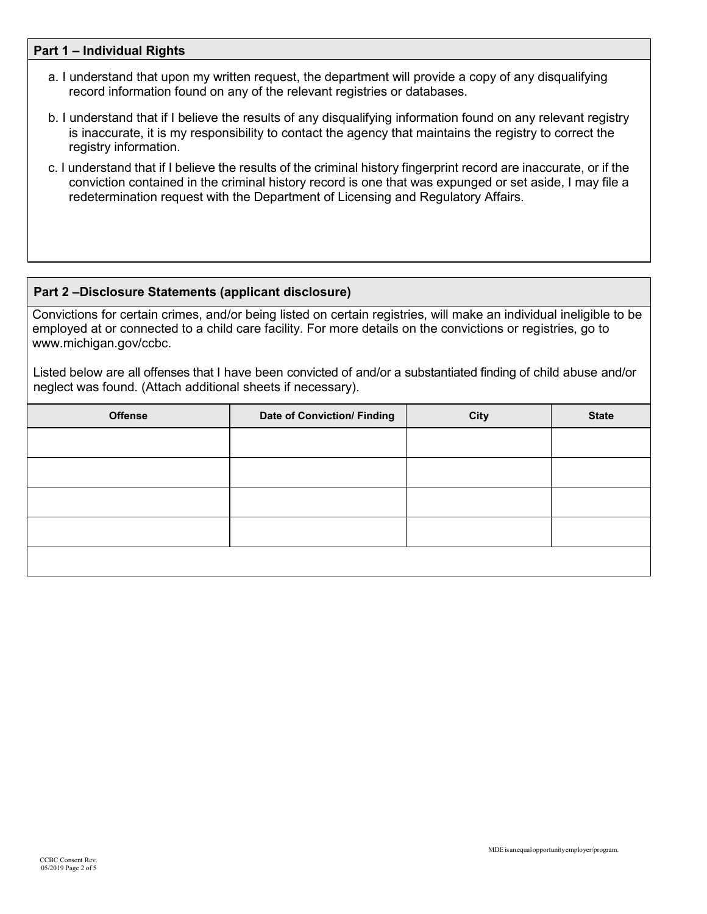## Part 1 – Individual Rights

a. I understand that upon my written request, the department will provide a copy of any disqualifying record information found on any of the relevant registries or databases.

b. I understand that if I believe the results of any disqualifying information found on any relevant registry is inaccurate, it is my responsibility to contact the agency that maintains the registry to correct the registry information.

c. I understand that if I believe the results of the criminal history fingerprint record are inaccurate, or if the conviction contained in the criminal history record is one that was expunged or set aside, I may file a redetermination request with the Department of Licensing and Regulatory Affairs.

## Part 2 –Disclosure Statements (applicant disclosure)

Convictions for certain crimes, and/or being listed on certain registries, will make an individual ineligible to be employed at or connected to a child care facility. For more details on the convictions or registries, go to www.michigan.gov/ccbc.

Listed below are all offenses that I have been convicted of and/or a substantiated finding of child abuse and/or neglect was found. (Attach additional sheets if necessary).

| Offense | Date of Conviction/ Finding | City | State |
|---|---|---|---|
| | | | |
| | | | |
| | | | |
| | | | |
| | | | |

MDE is an equal opportunity employer/program.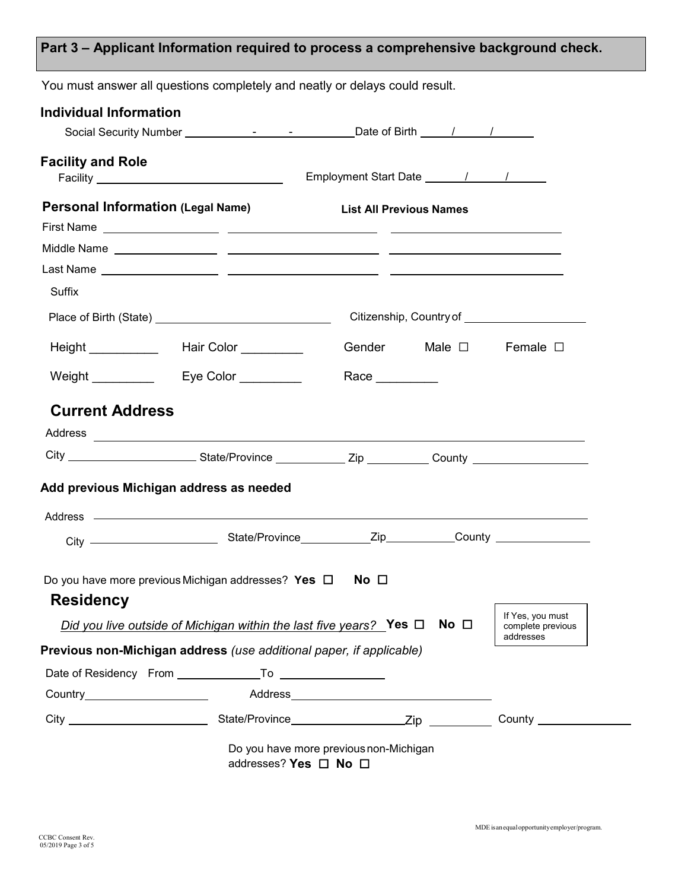## Part 3 – Applicant Information required to process a comprehensive background check.

You must answer all questions completely and neatly or delays could result.

### Individual Information

Social Security Number ________ - ______ - ________ Date of Birth ____ / ____ / ______

### Facility and Role

Facility ______________________________ Employment Start Date ______ / ______ / ______

### Personal Information (Legal Name)

**List All Previous Names**

First Name ____________________ ____________________ ____________________

Middle Name ____________________ ____________________ ____________________

Last Name ____________________ ____________________ ____________________

Suffix

Place of Birth (State) ______________________ Citizenship, Country of ____________________

Height __________ Hair Color _________ Gender Male ☐ Female ☐

Weight _________ Eye Color _________ Race _________

### Current Address

Address ______________________________________________________________

City ____________________ State/Province ___________ Zip __________ County __________________

### Add previous Michigan address as needed

Address ______________________________________________________________

City ____________________ State/Province ___________ Zip ___________ County _______________

Do you have more previous Michigan addresses? **Yes** ☐ **No** ☐

### Residency

*Did you live outside of Michigan within the last five years?* **Yes** ☐ **No** ☐

If Yes, you must complete previous addresses

**Previous non-Michigan address** *(use additional paper, if applicable)*

Date of Residency From _____________ To ________________

Country ____________________ Address ________________________________

City ______________________ State/Province __________________ Zip __________ County _______________

Do you have more previous non-Michigan addresses? **Yes** ☐ **No** ☐

CCBC Consent Rev. 05/2019

MDE is an equal opportunity employer/program.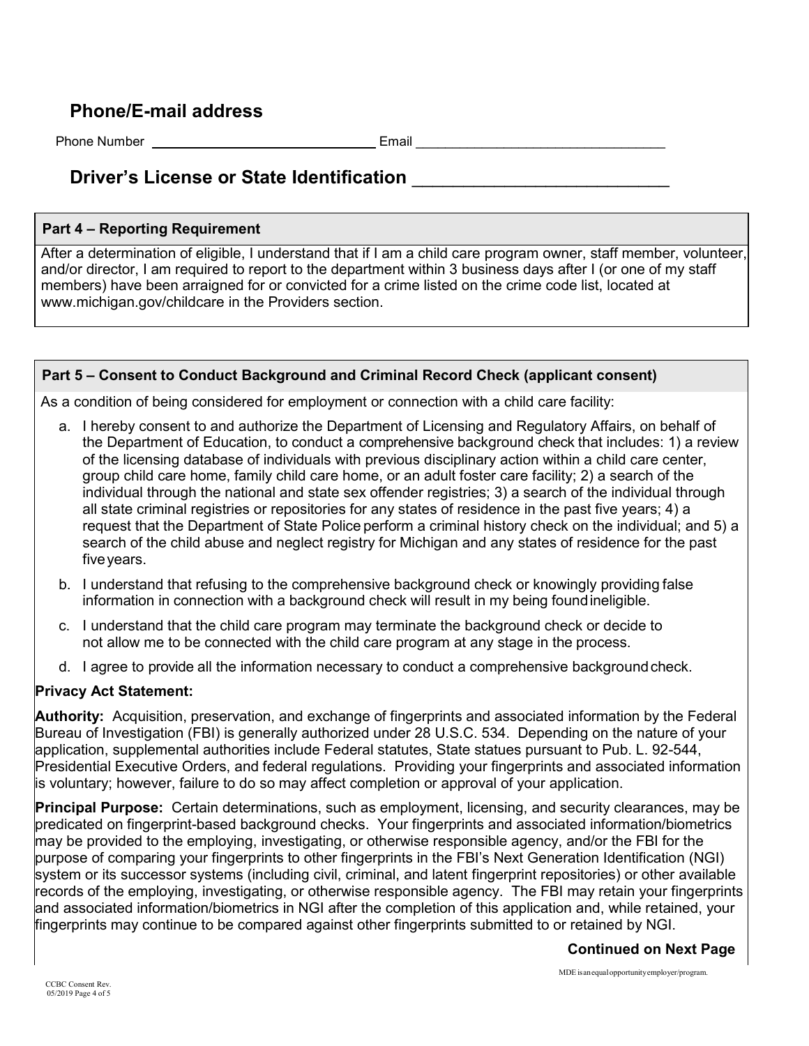## Phone/E-mail address

Phone Number ______________________________ Email ________________________________

## Driver's License or State Identification ___________________________

**Part 4 – Reporting Requirement**

After a determination of eligible, I understand that if I am a child care program owner, staff member, volunteer, and/or director, I am required to report to the department within 3 business days after I (or one of my staff members) have been arraigned for or convicted for a crime listed on the crime code list, located at www.michigan.gov/childcare in the Providers section.

**Part 5 – Consent to Conduct Background and Criminal Record Check (applicant consent)**

As a condition of being considered for employment or connection with a child care facility:

a. I hereby consent to and authorize the Department of Licensing and Regulatory Affairs, on behalf of the Department of Education, to conduct a comprehensive background check that includes: 1) a review of the licensing database of individuals with previous disciplinary action within a child care center, group child care home, family child care home, or an adult foster care facility; 2) a search of the individual through the national and state sex offender registries; 3) a search of the individual through all state criminal registries or repositories for any states of residence in the past five years; 4) a request that the Department of State Police perform a criminal history check on the individual; and 5) a search of the child abuse and neglect registry for Michigan and any states of residence for the past five years.

b. I understand that refusing to the comprehensive background check or knowingly providing false information in connection with a background check will result in my being found ineligible.

c. I understand that the child care program may terminate the background check or decide to not allow me to be connected with the child care program at any stage in the process.

d. I agree to provide all the information necessary to conduct a comprehensive background check.

**Privacy Act Statement:**

**Authority:** Acquisition, preservation, and exchange of fingerprints and associated information by the Federal Bureau of Investigation (FBI) is generally authorized under 28 U.S.C. 534. Depending on the nature of your application, supplemental authorities include Federal statutes, State statues pursuant to Pub. L. 92-544, Presidential Executive Orders, and federal regulations. Providing your fingerprints and associated information is voluntary; however, failure to do so may affect completion or approval of your application.

**Principal Purpose:** Certain determinations, such as employment, licensing, and security clearances, may be predicated on fingerprint-based background checks. Your fingerprints and associated information/biometrics may be provided to the employing, investigating, or otherwise responsible agency, and/or the FBI for the purpose of comparing your fingerprints to other fingerprints in the FBI's Next Generation Identification (NGI) system or its successor systems (including civil, criminal, and latent fingerprint repositories) or other available records of the employing, investigating, or otherwise responsible agency. The FBI may retain your fingerprints and associated information/biometrics in NGI after the completion of this application and, while retained, your fingerprints may continue to be compared against other fingerprints submitted to or retained by NGI.

**Continued on Next Page**

MDE is an equal opportunity employer/program.

CCBC Consent Rev. 05/2019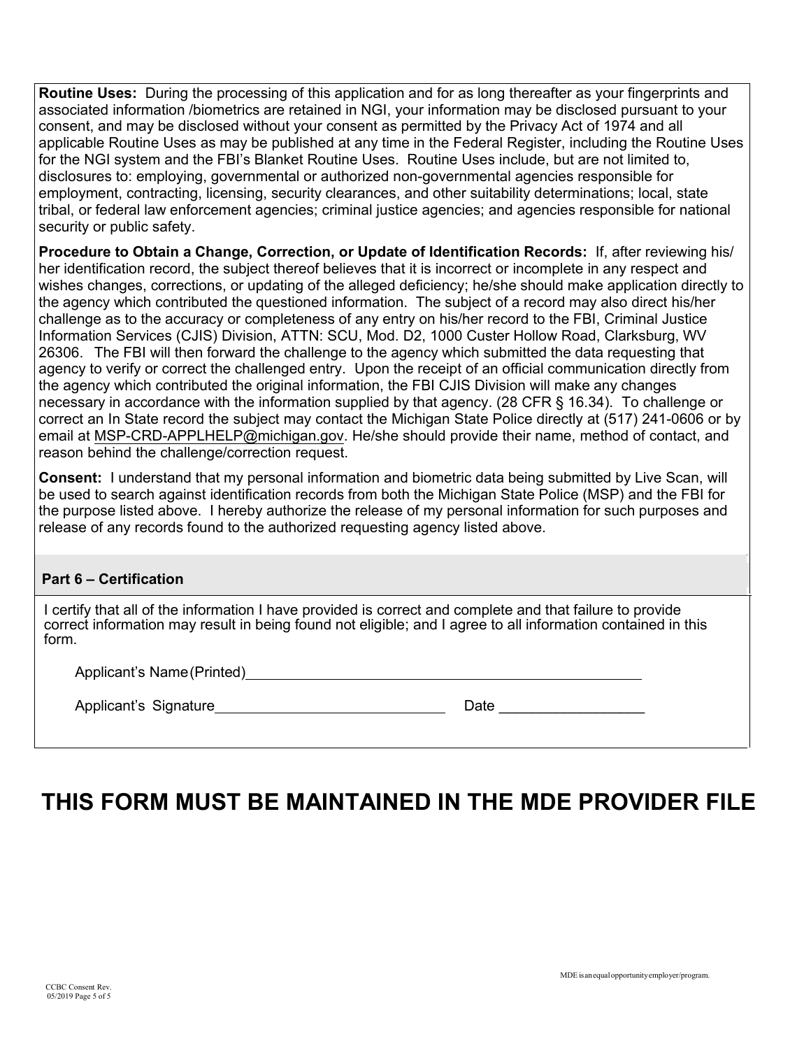**Routine Uses:** During the processing of this application and for as long thereafter as your fingerprints and associated information /biometrics are retained in NGI, your information may be disclosed pursuant to your consent, and may be disclosed without your consent as permitted by the Privacy Act of 1974 and all applicable Routine Uses as may be published at any time in the Federal Register, including the Routine Uses for the NGI system and the FBI's Blanket Routine Uses. Routine Uses include, but are not limited to, disclosures to: employing, governmental or authorized non-governmental agencies responsible for employment, contracting, licensing, security clearances, and other suitability determinations; local, state tribal, or federal law enforcement agencies; criminal justice agencies; and agencies responsible for national security or public safety.

**Procedure to Obtain a Change, Correction, or Update of Identification Records:** If, after reviewing his/ her identification record, the subject thereof believes that it is incorrect or incomplete in any respect and wishes changes, corrections, or updating of the alleged deficiency; he/she should make application directly to the agency which contributed the questioned information. The subject of a record may also direct his/her challenge as to the accuracy or completeness of any entry on his/her record to the FBI, Criminal Justice Information Services (CJIS) Division, ATTN: SCU, Mod. D2, 1000 Custer Hollow Road, Clarksburg, WV 26306. The FBI will then forward the challenge to the agency which submitted the data requesting that agency to verify or correct the challenged entry. Upon the receipt of an official communication directly from the agency which contributed the original information, the FBI CJIS Division will make any changes necessary in accordance with the information supplied by that agency. (28 CFR § 16.34). To challenge or correct an In State record the subject may contact the Michigan State Police directly at (517) 241-0606 or by email at MSP-CRD-APPLHELP@michigan.gov. He/she should provide their name, method of contact, and reason behind the challenge/correction request.

**Consent:** I understand that my personal information and biometric data being submitted by Live Scan, will be used to search against identification records from both the Michigan State Police (MSP) and the FBI for the purpose listed above. I hereby authorize the release of my personal information for such purposes and release of any records found to the authorized requesting agency listed above.

## Part 6 – Certification

I certify that all of the information I have provided is correct and complete and that failure to provide correct information may result in being found not eligible; and I agree to all information contained in this form.

Applicant's Name (Printed) ____________________________________________________

Applicant's Signature ______________________________ Date __________________

# THIS FORM MUST BE MAINTAINED IN THE MDE PROVIDER FILE

CCBC Consent Rev. 05/2019

MDE is an equal opportunity employer/program.